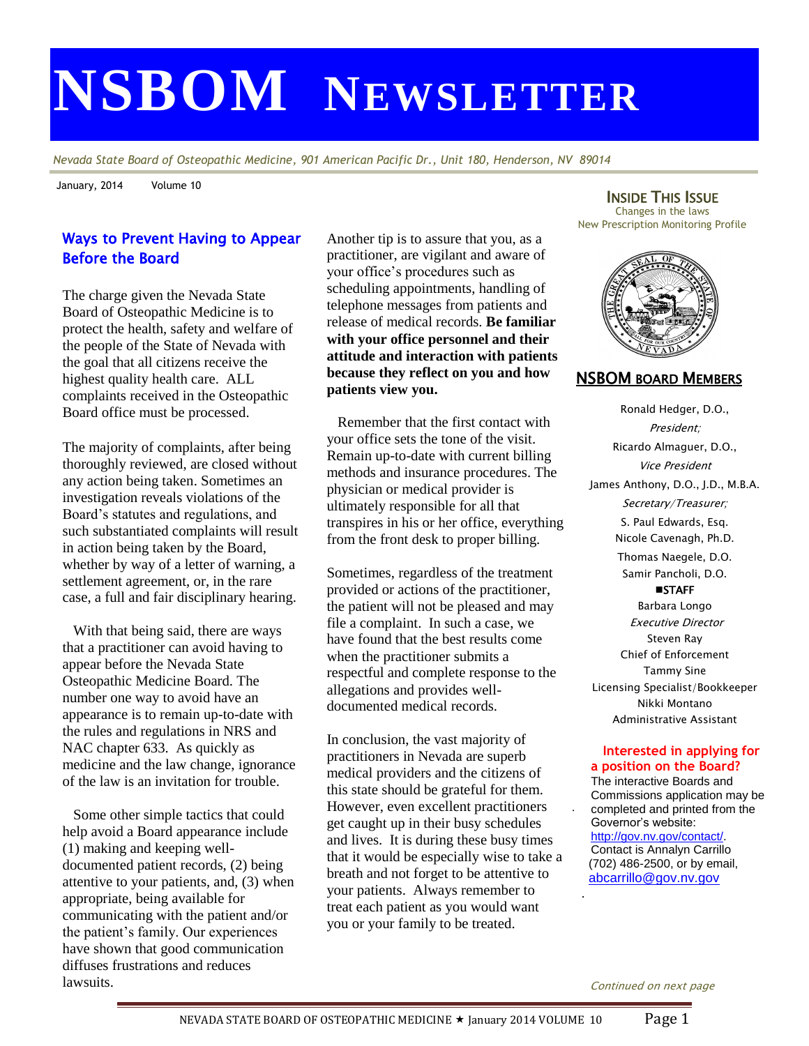# NSBOM NEWSLETTER

*Nevada State Board of Osteopathic Medicine, 901 American Pacific Dr., Unit 180, Henderson, NV 89014*

January, 2014 Volume 10

## Ways to Prevent Having to Appear Before the Board

The charge given the Nevada State Board of Osteopathic Medicine is to protect the health, safety and welfare of the people of the State of Nevada with the goal that all citizens receive the highest quality health care. ALL complaints received in the Osteopathic Board office must be processed.

The majority of complaints, after being thoroughly reviewed, are closed without any action being taken. Sometimes an investigation reveals violations of the Board's statutes and regulations, and such substantiated complaints will result in action being taken by the Board, whether by way of a letter of warning, a settlement agreement, or, in the rare case, a full and fair disciplinary hearing.

With that being said, there are ways that a practitioner can avoid having to appear before the Nevada State Osteopathic Medicine Board. The number one way to avoid have an appearance is to remain up-to-date with the rules and regulations in NRS and NAC chapter 633. As quickly as medicine and the law change, ignorance of the law is an invitation for trouble.

Some other simple tactics that could help avoid a Board appearance include (1) making and keeping well-documented patient records, (2) being attentive to your patients, and, (3) when appropriate, being available for communicating with the patient and/or the patient's family. Our experiences have shown that good communication diffuses frustrations and reduces lawsuits.

Another tip is to assure that you, as a practitioner, are vigilant and aware of your office's procedures such as scheduling appointments, handling of telephone messages from patients and release of medical records. **Be familiar with your office personnel and their attitude and interaction with patients because they reflect on you and how patients view you.**

Remember that the first contact with your office sets the tone of the visit. Remain up-to-date with current billing methods and insurance procedures. The physician or medical provider is ultimately responsible for all that transpires in his or her office, everything from the front desk to proper billing.

Sometimes, regardless of the treatment provided or actions of the practitioner, the patient will not be pleased and may file a complaint. In such a case, we have found that the best results come when the practitioner submits a respectful and complete response to the allegations and provides well-documented medical records.

In conclusion, the vast majority of practitioners in Nevada are superb medical providers and the citizens of this state should be grateful for them. However, even excellent practitioners get caught up in their busy schedules and lives. It is during these busy times that it would be especially wise to take a breath and not forget to be attentive to your patients. Always remember to treat each patient as you would want you or your family to be treated.

### INSIDE THIS ISSUE

Changes in the laws
New Prescription Monitoring Profile

### NSBOM BOARD MEMBERS

Ronald Hedger, D.O.,
*President;*
Ricardo Almaguer, D.O.,
*Vice President*
James Anthony, D.O., J.D., M.B.A.
*Secretary/Treasurer;*
S. Paul Edwards, Esq.
Nicole Cavenagh, Ph.D.
Thomas Naegele, D.O.
Samir Pancholi, D.O.

**STAFF**

Barbara Longo
*Executive Director*
Steven Ray
Chief of Enforcement
Tammy Sine
Licensing Specialist/Bookkeeper
Nikki Montano
Administrative Assistant

**Interested in applying for a position on the Board?**

The interactive Boards and Commissions application may be completed and printed from the Governor's website: http://gov.nv.gov/contact/. Contact is Annalyn Carrillo (702) 486-2500, or by email, abcarrillo@gov.nv.gov

*Continued on next page*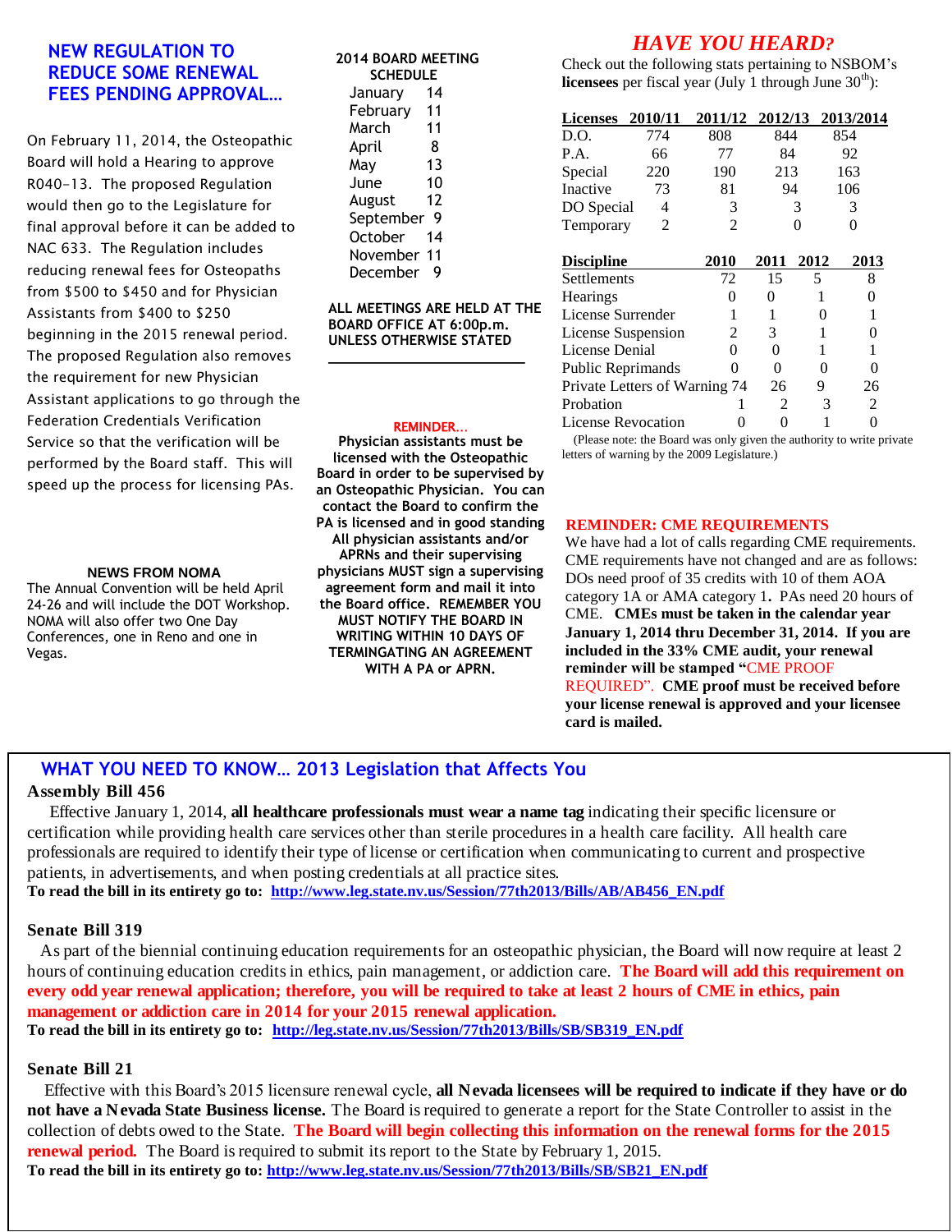## NEW REGULATION TO REDUCE SOME RENEWAL FEES PENDING APPROVAL…

On February 11, 2014, the Osteopathic Board will hold a Hearing to approve R040-13. The proposed Regulation would then go to the Legislature for final approval before it can be added to NAC 633. The Regulation includes reducing renewal fees for Osteopaths from $500 to $450 and for Physician Assistants from $400 to $250 beginning in the 2015 renewal period. The proposed Regulation also removes the requirement for new Physician Assistant applications to go through the Federation Credentials Verification Service so that the verification will be performed by the Board staff. This will speed up the process for licensing PAs.

### NEWS FROM NOMA

The Annual Convention will be held April 24-26 and will include the DOT Workshop. NOMA will also offer two One Day Conferences, one in Reno and one in Vegas.

### 2014 BOARD MEETING SCHEDULE

| Month | Day |
|---|---|
| January | 14 |
| February | 11 |
| March | 11 |
| April | 8 |
| May | 13 |
| June | 10 |
| August | 12 |
| September | 9 |
| October | 14 |
| November | 11 |
| December | 9 |

**ALL MEETINGS ARE HELD AT THE BOARD OFFICE AT 6:00p.m. UNLESS OTHERWISE STATED**

### REMINDER…

**Physician assistants must be licensed with the Osteopathic Board in order to be supervised by an Osteopathic Physician. You can contact the Board to confirm the PA is licensed and in good standing All physician assistants and/or APRNs and their supervising physicians MUST sign a supervising agreement form and mail it into the Board office. REMEMBER YOU MUST NOTIFY THE BOARD IN WRITING WITHIN 10 DAYS OF TERMINGATING AN AGREEMENT WITH A PA or APRN.**

## *HAVE YOU HEARD?*

Check out the following stats pertaining to NSBOM's **licensees** per fiscal year (July 1 through June 30th):

| Licenses | 2010/11 | 2011/12 | 2012/13 | 2013/2014 |
|---|---|---|---|---|
| D.O. | 774 | 808 | 844 | 854 |
| P.A. | 66 | 77 | 84 | 92 |
| Special | 220 | 190 | 213 | 163 |
| Inactive | 73 | 81 | 94 | 106 |
| DO Special | 4 | 3 | 3 | 3 |
| Temporary | 2 | 2 | 0 | 0 |

| Discipline | 2010 | 2011 | 2012 | 2013 |
|---|---|---|---|---|
| Settlements | 72 | 15 | 5 | 8 |
| Hearings | 0 | 0 | 1 | 0 |
| License Surrender | 1 | 1 | 0 | 1 |
| License Suspension | 2 | 3 | 1 | 0 |
| License Denial | 0 | 0 | 1 | 1 |
| Public Reprimands | 0 | 0 | 0 | 0 |
| Private Letters of Warning | 74 | 26 | 9 | 26 |
| Probation | 1 | 2 | 3 | 2 |
| License Revocation | 0 | 0 | 1 | 0 |

(Please note: the Board was only given the authority to write private letters of warning by the 2009 Legislature.)

### REMINDER: CME REQUIREMENTS

We have had a lot of calls regarding CME requirements. CME requirements have not changed and are as follows: DOs need proof of 35 credits with 10 of them AOA category 1A or AMA category 1**.** PAs need 20 hours of CME. **CMEs must be taken in the calendar year January 1, 2014 thru December 31, 2014. If you are included in the 33% CME audit, your renewal reminder will be stamped "CME PROOF REQUIRED". CME proof must be received before your license renewal is approved and your licensee card is mailed.**

## WHAT YOU NEED TO KNOW… 2013 Legislation that Affects You

### Assembly Bill 456

Effective January 1, 2014, **all healthcare professionals must wear a name tag** indicating their specific licensure or certification while providing health care services other than sterile procedures in a health care facility. All health care professionals are required to identify their type of license or certification when communicating to current and prospective patients, in advertisements, and when posting credentials at all practice sites.

**To read the bill in its entirety go to: http://www.leg.state.nv.us/Session/77th2013/Bills/AB/AB456_EN.pdf**

### Senate Bill 319

As part of the biennial continuing education requirements for an osteopathic physician, the Board will now require at least 2 hours of continuing education credits in ethics, pain management, or addiction care. **The Board will add this requirement on every odd year renewal application; therefore, you will be required to take at least 2 hours of CME in ethics, pain management or addiction care in 2014 for your 2015 renewal application.**

**To read the bill in its entirety go to: http://leg.state.nv.us/Session/77th2013/Bills/SB/SB319_EN.pdf**

### Senate Bill 21

Effective with this Board's 2015 licensure renewal cycle, **all Nevada licensees will be required to indicate if they have or do not have a Nevada State Business license.** The Board is required to generate a report for the State Controller to assist in the collection of debts owed to the State. **The Board will begin collecting this information on the renewal forms for the 2015 renewal period.** The Board is required to submit its report to the State by February 1, 2015.

**To read the bill in its entirety go to: http://www.leg.state.nv.us/Session/77th2013/Bills/SB/SB21_EN.pdf**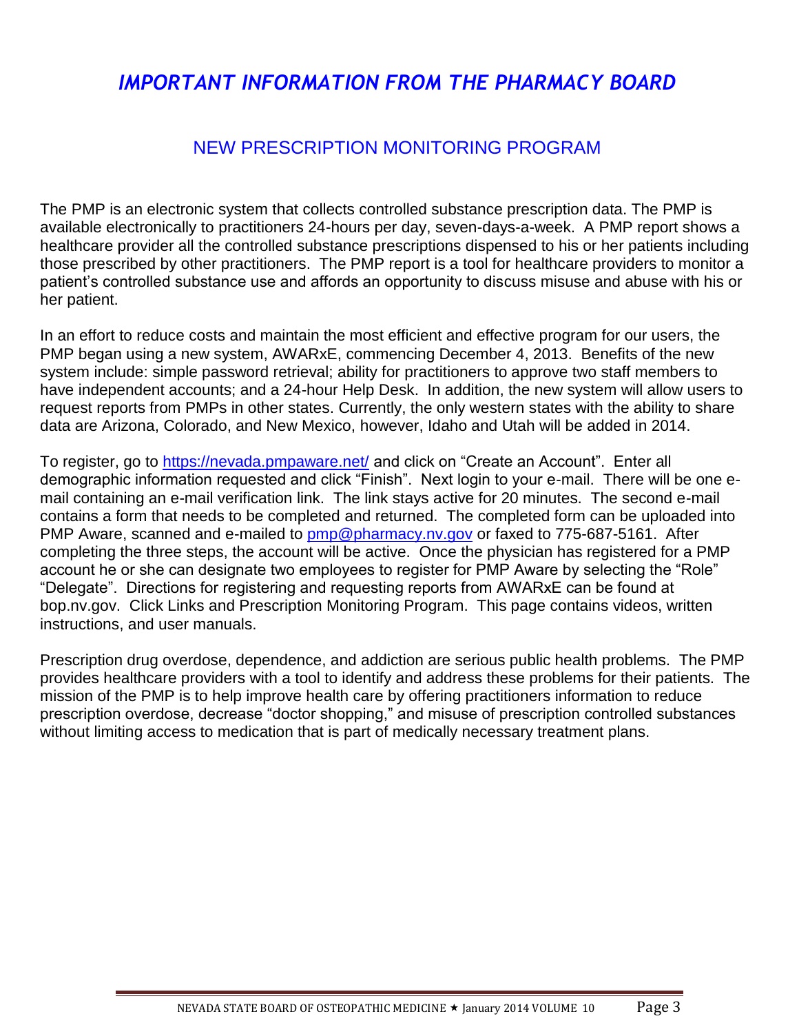# *IMPORTANT INFORMATION FROM THE PHARMACY BOARD*

## NEW PRESCRIPTION MONITORING PROGRAM

The PMP is an electronic system that collects controlled substance prescription data. The PMP is available electronically to practitioners 24-hours per day, seven-days-a-week. A PMP report shows a healthcare provider all the controlled substance prescriptions dispensed to his or her patients including those prescribed by other practitioners. The PMP report is a tool for healthcare providers to monitor a patient's controlled substance use and affords an opportunity to discuss misuse and abuse with his or her patient.

In an effort to reduce costs and maintain the most efficient and effective program for our users, the PMP began using a new system, AWARxE, commencing December 4, 2013. Benefits of the new system include: simple password retrieval; ability for practitioners to approve two staff members to have independent accounts; and a 24-hour Help Desk. In addition, the new system will allow users to request reports from PMPs in other states. Currently, the only western states with the ability to share data are Arizona, Colorado, and New Mexico, however, Idaho and Utah will be added in 2014.

To register, go to https://nevada.pmpaware.net/ and click on "Create an Account". Enter all demographic information requested and click "Finish". Next login to your e-mail. There will be one e-mail containing an e-mail verification link. The link stays active for 20 minutes. The second e-mail contains a form that needs to be completed and returned. The completed form can be uploaded into PMP Aware, scanned and e-mailed to pmp@pharmacy.nv.gov or faxed to 775-687-5161. After completing the three steps, the account will be active. Once the physician has registered for a PMP account he or she can designate two employees to register for PMP Aware by selecting the "Role" "Delegate". Directions for registering and requesting reports from AWARxE can be found at bop.nv.gov. Click Links and Prescription Monitoring Program. This page contains videos, written instructions, and user manuals.

Prescription drug overdose, dependence, and addiction are serious public health problems. The PMP provides healthcare providers with a tool to identify and address these problems for their patients. The mission of the PMP is to help improve health care by offering practitioners information to reduce prescription overdose, decrease "doctor shopping," and misuse of prescription controlled substances without limiting access to medication that is part of medically necessary treatment plans.